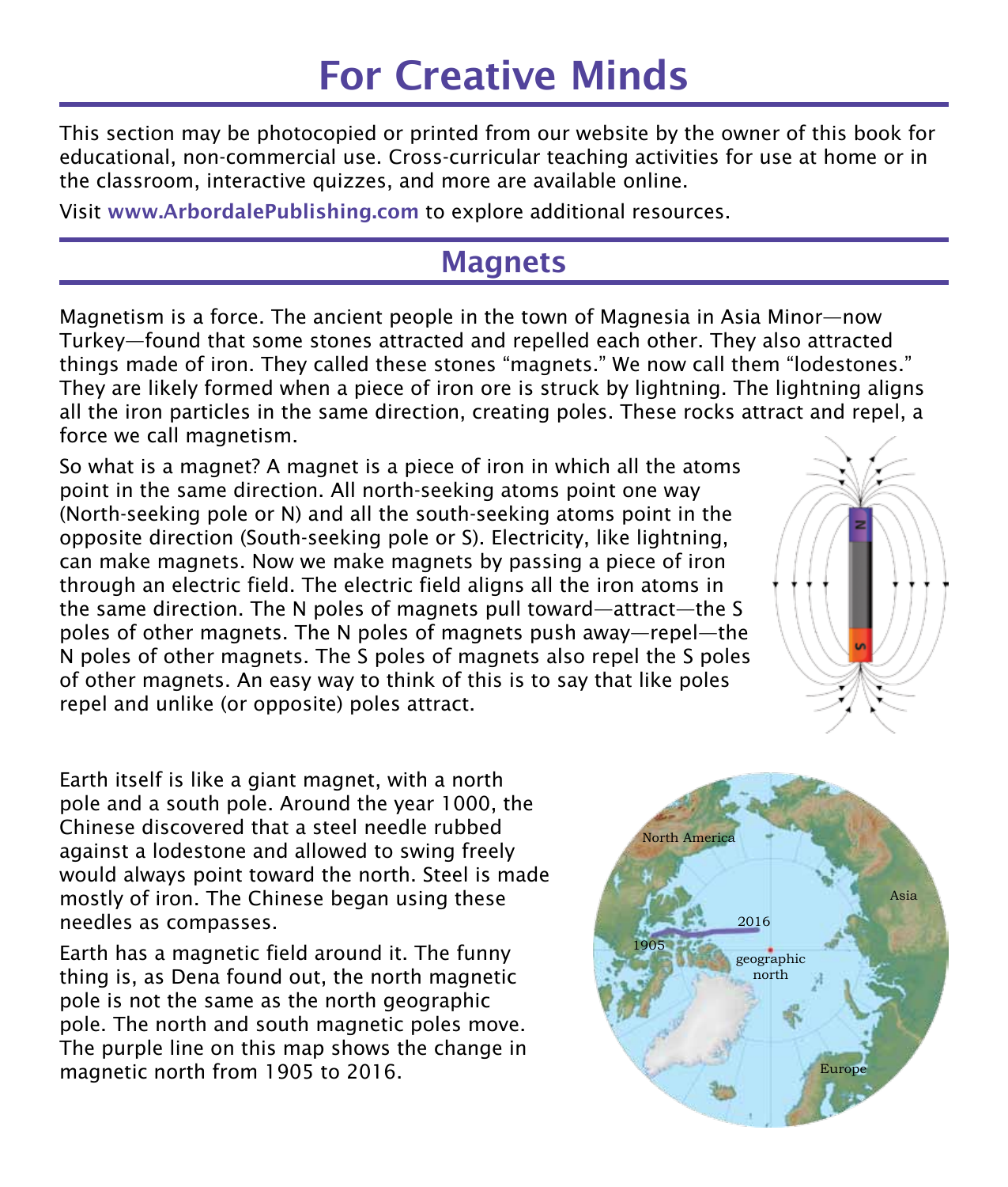# For Creative Minds

This section may be photocopied or printed from our website by the owner of this book for educational, non-commercial use. Cross-curricular teaching activities for use at home or in the classroom, interactive quizzes, and more are available online.

Visit **www.ArbordalePublishing.com** to explore additional resources.

## Magnets

Magnetism is a force. The ancient people in the town of Magnesia in Asia Minor—now Turkey—found that some stones attracted and repelled each other. They also attracted things made of iron. They called these stones “magnets.” We now call them “lodestones.” They are likely formed when a piece of iron ore is struck by lightning. The lightning aligns all the iron particles in the same direction, creating poles. These rocks attract and repel, a force we call magnetism.

So what is a magnet? A magnet is a piece of iron in which all the atoms point in the same direction. All north-seeking atoms point one way (North-seeking pole or N) and all the south-seeking atoms point in the opposite direction (South-seeking pole or S). Electricity, like lightning, can make magnets. Now we make magnets by passing a piece of iron through an electric field. The electric field aligns all the iron atoms in the same direction. The N poles of magnets pull toward—attract—the S poles of other magnets. The N poles of magnets push away—repel—the N poles of other magnets. The S poles of magnets also repel the S poles of other magnets. An easy way to think of this is to say that like poles repel and unlike (or opposite) poles attract.

N

S

Earth itself is like a giant magnet, with a north pole and a south pole. Around the year 1000, the Chinese discovered that a steel needle rubbed against a lodestone and allowed to swing freely would always point toward the north. Steel is made mostly of iron. The Chinese began using these needles as compasses.

Earth has a magnetic field around it. The funny thing is, as Dena found out, the north magnetic pole is not the same as the north geographic pole. The north and south magnetic poles move. The purple line on this map shows the change in magnetic north from 1905 to 2016.

North America

Asia

2016

1905

geographic north

Europe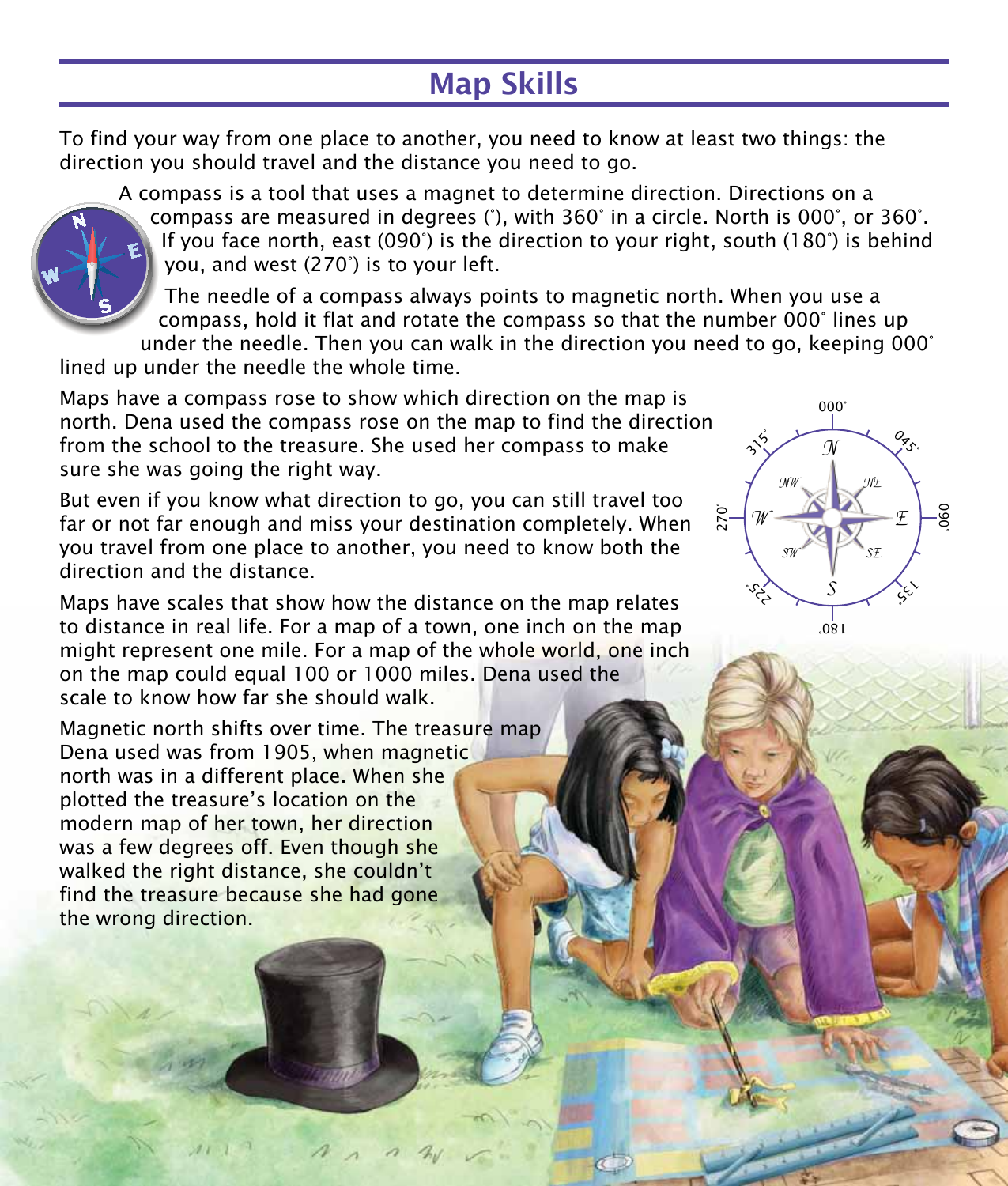# Map Skills

To find your way from one place to another, you need to know at least two things: the direction you should travel and the distance you need to go.

A compass is a tool that uses a magnet to determine direction. Directions on a compass are measured in degrees (˚), with 360˚ in a circle. North is 000˚, or 360˚. If you face north, east (090˚) is the direction to your right, south (180˚) is behind you, and west (270˚) is to your left.

The needle of a compass always points to magnetic north. When you use a compass, hold it flat and rotate the compass so that the number 000˚ lines up under the needle. Then you can walk in the direction you need to go, keeping 000˚ lined up under the needle the whole time.

Maps have a compass rose to show which direction on the map is north. Dena used the compass rose on the map to find the direction from the school to the treasure. She used her compass to make sure she was going the right way.

But even if you know what direction to go, you can still travel too far or not far enough and miss your destination completely. When you travel from one place to another, you need to know both the direction and the distance.

Maps have scales that show how the distance on the map relates to distance in real life. For a map of a town, one inch on the map might represent one mile. For a map of the whole world, one inch on the map could equal 100 or 1000 miles. Dena used the scale to know how far she should walk.

Magnetic north shifts over time. The treasure map Dena used was from 1905, when magnetic north was in a different place. When she plotted the treasure's location on the modern map of her town, her direction was a few degrees off. Even though she walked the right distance, she couldn't find the treasure because she had gone the wrong direction.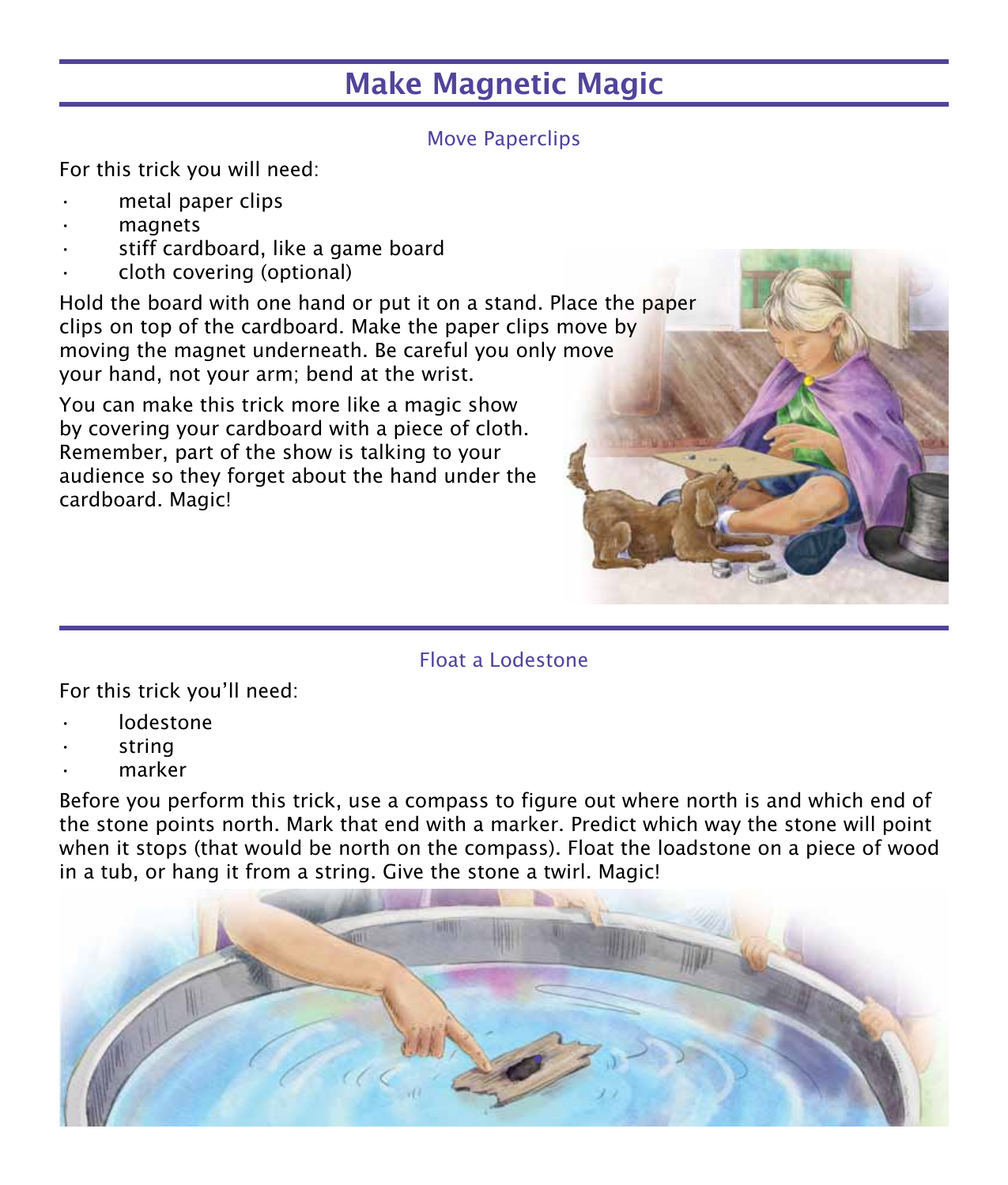# Make Magnetic Magic

### Move Paperclips

For this trick you will need:

- metal paper clips
- magnets
- stiff cardboard, like a game board
- cloth covering (optional)

Hold the board with one hand or put it on a stand. Place the paper clips on top of the cardboard. Make the paper clips move by moving the magnet underneath. Be careful you only move your hand, not your arm; bend at the wrist.

You can make this trick more like a magic show by covering your cardboard with a piece of cloth. Remember, part of the show is talking to your audience so they forget about the hand under the cardboard. Magic!

### Float a Lodestone

For this trick you'll need:

- lodestone
- string
- marker

Before you perform this trick, use a compass to figure out where north is and which end of the stone points north. Mark that end with a marker. Predict which way the stone will point when it stops (that would be north on the compass). Float the loadstone on a piece of wood in a tub, or hang it from a string. Give the stone a twirl. Magic!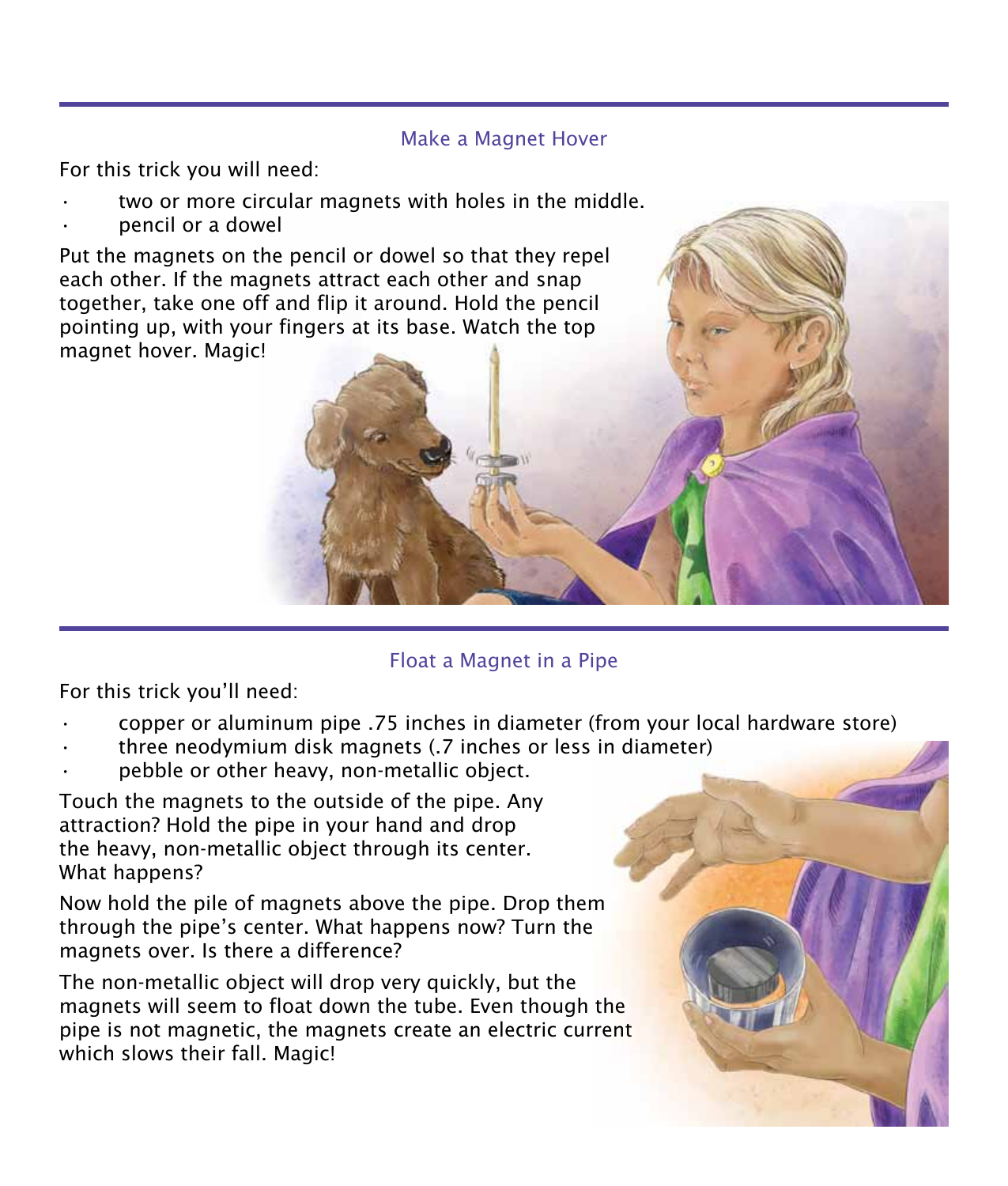## Make a Magnet Hover

For this trick you will need:

- two or more circular magnets with holes in the middle.
- pencil or a dowel

Put the magnets on the pencil or dowel so that they repel each other. If the magnets attract each other and snap together, take one off and flip it around. Hold the pencil pointing up, with your fingers at its base. Watch the top magnet hover. Magic!

## Float a Magnet in a Pipe

For this trick you'll need:

- copper or aluminum pipe .75 inches in diameter (from your local hardware store)
- three neodymium disk magnets (.7 inches or less in diameter)
- pebble or other heavy, non-metallic object.

Touch the magnets to the outside of the pipe. Any attraction? Hold the pipe in your hand and drop the heavy, non-metallic object through its center. What happens?

Now hold the pile of magnets above the pipe. Drop them through the pipe's center. What happens now? Turn the magnets over. Is there a difference?

The non-metallic object will drop very quickly, but the magnets will seem to float down the tube. Even though the pipe is not magnetic, the magnets create an electric current which slows their fall. Magic!